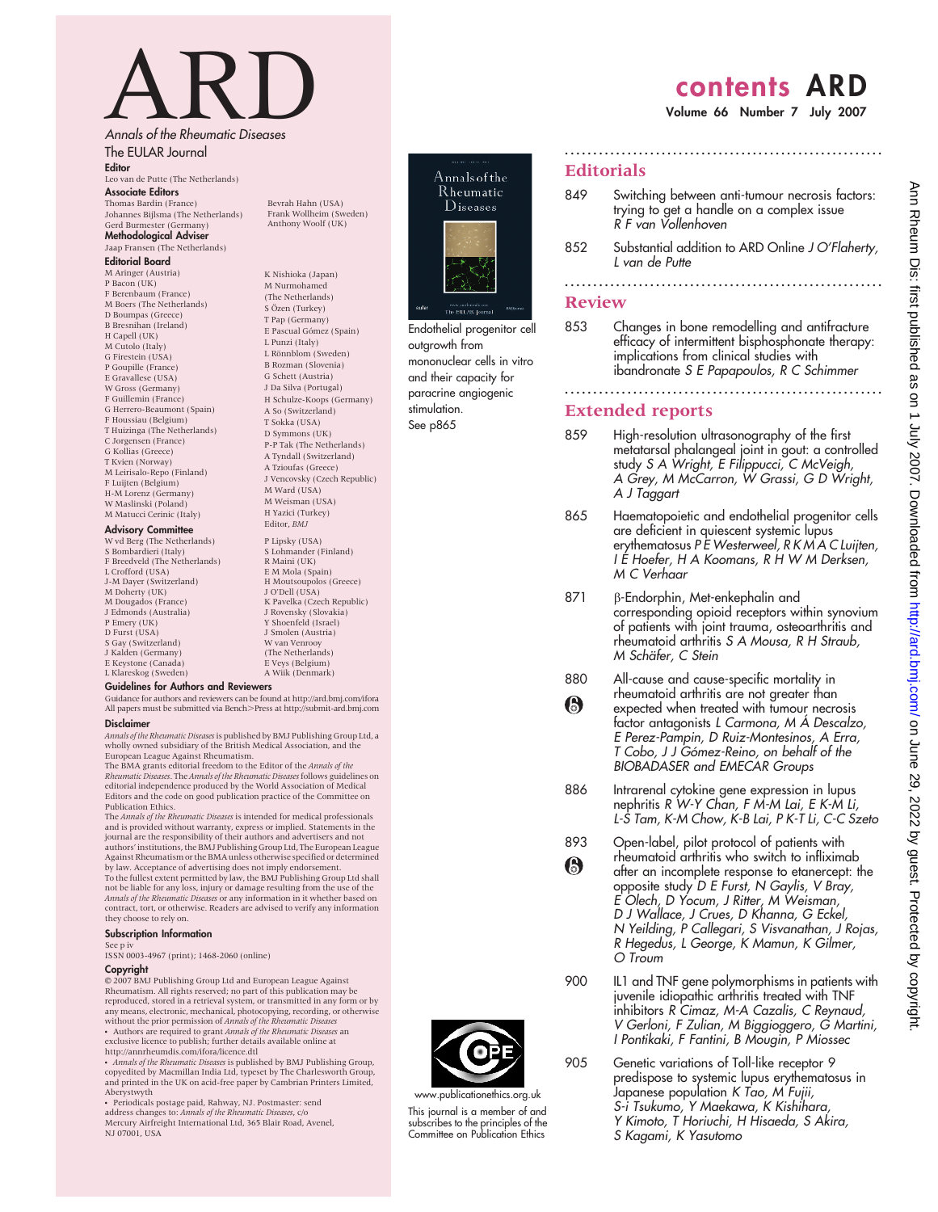# ARD

*Annals of the Rheumatic Diseases*

The EULAR Journal

**Editor**

Leo van de Putte (The Netherlands)

**Associate Editors**

Thomas Bardin (France)
Johannes Bijlsma (The Netherlands)
Gerd Burmester (Germany)
Bevrah Hahn (USA)
Frank Wollheim (Sweden)
Anthony Woolf (UK)

**Methodological Adviser**

Jaap Fransen (The Netherlands)

**Editorial Board**

M Aringer (Austria)
P Bacon (UK)
F Berenbaum (France)
M Boers (The Netherlands)
D Boumpas (Greece)
B Bresnihan (Ireland)
H Capell (UK)
M Cutolo (Italy)
G Firestein (USA)
P Goupille (France)
E Gravallese (USA)
W Gross (Germany)
F Guillemin (France)
G Herrero-Beaumont (Spain)
F Houssiau (Belgium)
T Huizinga (The Netherlands)
C Jorgensen (France)
G Kollias (Greece)
T Kvien (Norway)
M Leirisalo-Repo (Finland)
F Luijten (Belgium)
H-M Lorenz (Germany)
W Maslinski (Poland)
M Matucci Cerinic (Italy)
K Nishioka (Japan)
M Nurmohamed (The Netherlands)
S Özen (Turkey)
T Pap (Germany)
E Pascual Gómez (Spain)
L Punzi (Italy)
L Rönnblom (Sweden)
B Rozman (Slovenia)
G Schett (Austria)
J Da Silva (Portugal)
H Schulze-Koops (Germany)
A So (Switzerland)
T Sokka (USA)
D Symmons (UK)
P-P Tak (The Netherlands)
A Tyndall (Switzerland)
A Tzioufas (Greece)
J Vencovsky (Czech Republic)
M Ward (USA)
M Weisman (USA)
H Yazici (Turkey)
Editor, *BMJ*

**Advisory Committee**

W vd Berg (The Netherlands)
S Bombardieri (Italy)
F Breedveld (The Netherlands)
L Crofford (USA)
J-M Dayer (Switzerland)
M Doherty (UK)
M Dougados (France)
J Edmonds (Australia)
P Emery (UK)
D Furst (USA)
S Gay (Switzerland)
J Kalden (Germany)
E Keystone (Canada)
L Klareskog (Sweden)
P Lipsky (USA)
S Lohmander (Finland)
R Maini (UK)
E M Mola (Spain)
H Moutsopoulos (Greece)
J O'Dell (USA)
K Pavelka (Czech Republic)
J Rovensky (Slovakia)
Y Shoenfeld (Israel)
J Smolen (Austria)
W van Venrooy (The Netherlands)
E Veys (Belgium)
A Wiik (Denmark)

**Guidelines for Authors and Reviewers**

Guidance for authors and reviewers can be found at http://ard.bmj.com/ifora
All papers must be submitted via Bench>Press at http://submit-ard.bmj.com

**Disclaimer**

*Annals of the Rheumatic Diseases* is published by BMJ Publishing Group Ltd, a wholly owned subsidiary of the British Medical Association, and the European League Against Rheumatism.
The BMA grants editorial freedom to the Editor of the *Annals of the Rheumatic Diseases*. The *Annals of the Rheumatic Diseases* follows guidelines on editorial independence produced by the World Association of Medical Editors and the code on good publication practice of the Committee on Publication Ethics.
The *Annals of the Rheumatic Diseases* is intended for medical professionals and is provided without warranty, express or implied. Statements in the journal are the responsibility of their authors and advertisers and not authors' institutions, the BMJ Publishing Group Ltd, The European League Against Rheumatism or the BMA unless otherwise specified or determined by law. Acceptance of advertising does not imply endorsement.
To the fullest extent permitted by law, the BMJ Publishing Group Ltd shall not be liable for any loss, injury or damage resulting from the use of the *Annals of the Rheumatic Diseases* or any information in it whether based on contract, tort, or otherwise. Readers are advised to verify any information they choose to rely on.

**Subscription Information**

See p iv
ISSN 0003-4967 (print); 1468-2060 (online)

**Copyright**

© 2007 BMJ Publishing Group Ltd and European League Against Rheumatism. All rights reserved; no part of this publication may be reproduced, stored in a retrieval system, or transmitted in any form or by any means, electronic, mechanical, photocopying, recording, or otherwise without the prior permission of *Annals of the Rheumatic Diseases*

- Authors are required to grant *Annals of the Rheumatic Diseases* an exclusive licence to publish; further details available online at http://annrheumdis.com/ifora/licence.dtl
- *Annals of the Rheumatic Diseases* is published by BMJ Publishing Group, copyedited by Macmillan India Ltd, typeset by The Charlesworth Group, and printed in the UK on acid-free paper by Cambrian Printers Limited, Aberystwyth
- Periodicals postage paid, Rahway, NJ. Postmaster: send address changes to: *Annals of the Rheumatic Diseases*, c/o Mercury Airfreight International Ltd, 365 Blair Road, Avenel, NJ 07001, USA

Endothelial progenitor cell outgrowth from mononuclear cells in vitro and their capacity for paracrine angiogenic stimulation. See p865

www.publicationethics.org.uk

This journal is a member of and subscribes to the principles of the Committee on Publication Ethics

# contents ARD

**Volume 66 Number 7 July 2007**

## Editorials

849 Switching between anti-tumour necrosis factors: trying to get a handle on a complex issue *R F van Vollenhoven*

852 Substantial addition to ARD Online *J O'Flaherty, L van de Putte*

## Review

853 Changes in bone remodelling and antifracture efficacy of intermittent bisphosphonate therapy: implications from clinical studies with ibandronate *S E Papapoulos, R C Schimmer*

## Extended reports

859 High-resolution ultrasonography of the first metatarsal phalangeal joint in gout: a controlled study *S A Wright, E Filippucci, C McVeigh, A Grey, M McCarron, W Grassi, G D Wright, A J Taggart*

865 Haematopoietic and endothelial progenitor cells are deficient in quiescent systemic lupus erythematosus *P E Westerweel, R K M A C Luijten, I E Hoefer, H A Koomans, R H W M Derksen, M C Verhaar*

871 β-Endorphin, Met-enkephalin and corresponding opioid receptors within synovium of patients with joint trauma, osteoarthritis and rheumatoid arthritis *S A Mousa, R H Straub, M Schäfer, C Stein*

880 All-cause and cause-specific mortality in rheumatoid arthritis are not greater than expected when treated with tumour necrosis factor antagonists *L Carmona, M Á Descalzo, E Perez-Pampin, D Ruiz-Montesinos, A Erra, T Cobo, J J Gómez-Reino, on behalf of the BIOBADASER and EMECAR Groups*

886 Intrarenal cytokine gene expression in lupus nephritis *R W-Y Chan, F M-M Lai, E K-M Li, L-S Tam, K-M Chow, K-B Lai, P K-T Li, C-C Szeto*

893 Open-label, pilot protocol of patients with rheumatoid arthritis who switch to infliximab after an incomplete response to etanercept: the opposite study *D E Furst, N Gaylis, V Bray, E Olech, D Yocum, J Ritter, M Weisman, D J Wallace, J Crues, D Khanna, G Eckel, N Yeilding, P Callegari, S Visvanathan, J Rojas, R Hegedus, L George, K Mamun, K Gilmer, O Troum*

900 IL1 and TNF gene polymorphisms in patients with juvenile idiopathic arthritis treated with TNF inhibitors *R Cimaz, M-A Cazalis, C Reynaud, V Gerloni, F Zulian, M Biggioggero, G Martini, I Pontikaki, F Fantini, B Mougin, P Miossec*

905 Genetic variations of Toll-like receptor 9 predispose to systemic lupus erythematosus in Japanese population *K Tao, M Fujii, S-i Tsukumo, Y Maekawa, K Kishihara, Y Kimoto, T Horiuchi, H Hisaeda, S Akira, S Kagami, K Yasutomo*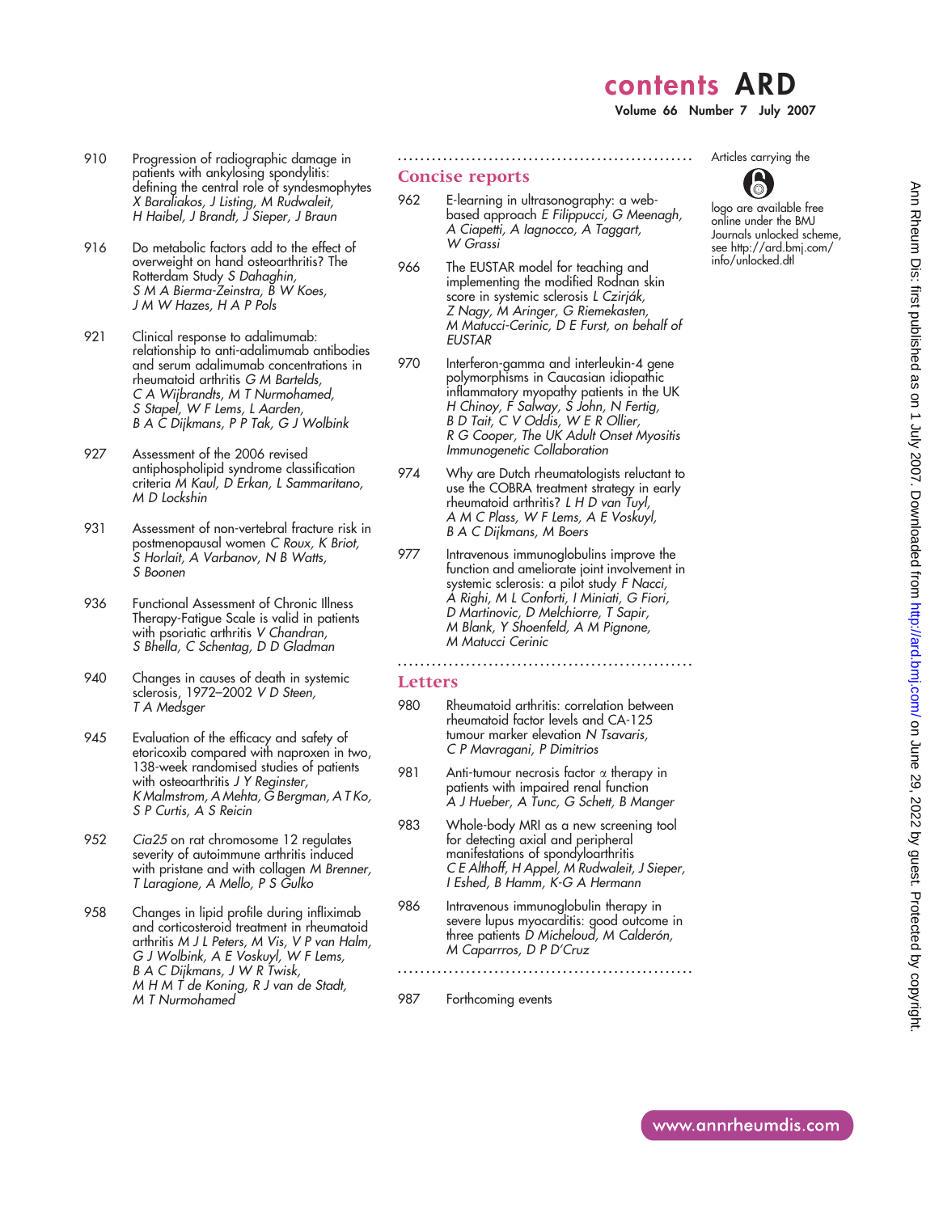# contents ARD

910 Progression of radiographic damage in patients with ankylosing spondylitis: defining the central role of syndesmophytes *X Baraliakos, J Listing, M Rudwaleit, H Haibel, J Brandt, J Sieper, J Braun*

916 Do metabolic factors add to the effect of overweight on hand osteoarthritis? The Rotterdam Study *S Dahaghin, S M A Bierma-Zeinstra, B W Koes, J M W Hazes, H A P Pols*

921 Clinical response to adalimumab: relationship to anti-adalimumab antibodies and serum adalimumab concentrations in rheumatoid arthritis *G M Bartelds, C A Wijbrandts, M T Nurmohamed, S Stapel, W F Lems, L Aarden, B A C Dijkmans, P P Tak, G J Wolbink*

927 Assessment of the 2006 revised antiphospholipid syndrome classification criteria *M Kaul, D Erkan, L Sammaritano, M D Lockshin*

931 Assessment of non-vertebral fracture risk in postmenopausal women *C Roux, K Briot, S Horlait, A Varbanov, N B Watts, S Boonen*

936 Functional Assessment of Chronic Illness Therapy-Fatigue Scale is valid in patients with psoriatic arthritis *V Chandran, S Bhella, C Schentag, D D Gladman*

940 Changes in causes of death in systemic sclerosis, 1972–2002 *V D Steen, T A Medsger*

945 Evaluation of the efficacy and safety of etoricoxib compared with naproxen in two, 138-week randomised studies of patients with osteoarthritis *J Y Reginster, K Malmstrom, A Mehta, G Bergman, A T Ko, S P Curtis, A S Reicin*

952 *Cia25* on rat chromosome 12 regulates severity of autoimmune arthritis induced with pristane and with collagen *M Brenner, T Laragione, A Mello, P S Gulko*

958 Changes in lipid profile during infliximab and corticosteroid treatment in rheumatoid arthritis *M J L Peters, M Vis, V P van Halm, G J Wolbink, A E Voskuyl, W F Lems, B A C Dijkmans, J W R Twisk, M H M T de Koning, R J van de Stadt, M T Nurmohamed*

## Concise reports

962 E-learning in ultrasonography: a web-based approach *E Filippucci, G Meenagh, A Ciapetti, A Iagnocco, A Taggart, W Grassi*

966 The EUSTAR model for teaching and implementing the modified Rodnan skin score in systemic sclerosis *L Czirják, Z Nagy, M Aringer, G Riemekasten, M Matucci-Cerinic, D E Furst, on behalf of EUSTAR*

970 Interferon-gamma and interleukin-4 gene polymorphisms in Caucasian idiopathic inflammatory myopathy patients in the UK *H Chinoy, F Salway, S John, N Fertig, B D Tait, C V Oddis, W E R Ollier, R G Cooper, The UK Adult Onset Myositis Immunogenetic Collaboration*

974 Why are Dutch rheumatologists reluctant to use the COBRA treatment strategy in early rheumatoid arthritis? *L H D van Tuyl, A M C Plass, W F Lems, A E Voskuyl, B A C Dijkmans, M Boers*

977 Intravenous immunoglobulins improve the function and ameliorate joint involvement in systemic sclerosis: a pilot study *F Nacci, A Righi, M L Conforti, I Miniati, G Fiori, D Martinovic, D Melchiorre, T Sapir, M Blank, Y Shoenfeld, A M Pignone, M Matucci Cerinic*

## Letters

980 Rheumatoid arthritis: correlation between rheumatoid factor levels and CA-125 tumour marker elevation *N Tsavaris, C P Mavragani, P Dimitrios*

981 Anti-tumour necrosis factor $\alpha$ therapy in patients with impaired renal function *A J Hueber, A Tunc, G Schett, B Manger*

983 Whole-body MRI as a new screening tool for detecting axial and peripheral manifestations of spondyloarthritis *C E Althoff, H Appel, M Rudwaleit, J Sieper, I Eshed, B Hamm, K-G A Hermann*

986 Intravenous immunoglobulin therapy in severe lupus myocarditis: good outcome in three patients *D Micheloud, M Calderón, M Caparrros, D P D'Cruz*

987 Forthcoming events

Articles carrying the logo are available free online under the BMJ Journals unlocked scheme, see http://ard.bmj.com/info/unlocked.dtl